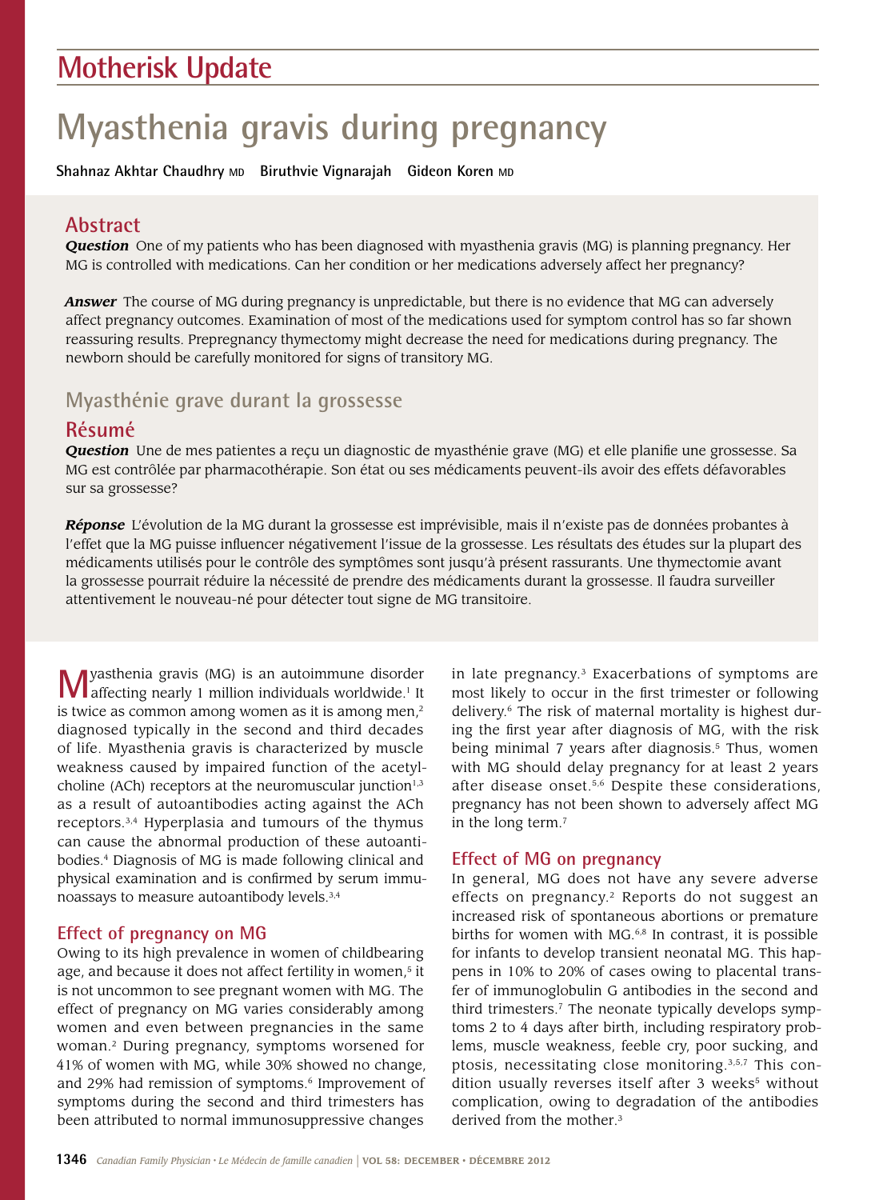## Motherisk Update

# Myasthenia gravis during pregnancy

**Shahnaz Akhtar Chaudhry MD   Biruthvie Vignarajah   Gideon Koren MD**

## Abstract

***Question*** One of my patients who has been diagnosed with myasthenia gravis (MG) is planning pregnancy. Her MG is controlled with medications. Can her condition or her medications adversely affect her pregnancy?

***Answer*** The course of MG during pregnancy is unpredictable, but there is no evidence that MG can adversely affect pregnancy outcomes. Examination of most of the medications used for symptom control has so far shown reassuring results. Prepregnancy thymectomy might decrease the need for medications during pregnancy. The newborn should be carefully monitored for signs of transitory MG.

### Myasthénie grave durant la grossesse

## Résumé

***Question*** Une de mes patientes a reçu un diagnostic de myasthénie grave (MG) et elle planifie une grossesse. Sa MG est contrôlée par pharmacothérapie. Son état ou ses médicaments peuvent-ils avoir des effets défavorables sur sa grossesse?

***Réponse*** L'évolution de la MG durant la grossesse est imprévisible, mais il n'existe pas de données probantes à l'effet que la MG puisse influencer négativement l'issue de la grossesse. Les résultats des études sur la plupart des médicaments utilisés pour le contrôle des symptômes sont jusqu'à présent rassurants. Une thymectomie avant la grossesse pourrait réduire la nécessité de prendre des médicaments durant la grossesse. Il faudra surveiller attentivement le nouveau-né pour détecter tout signe de MG transitoire.

Myasthenia gravis (MG) is an autoimmune disorder affecting nearly 1 million individuals worldwide.[1] It is twice as common among women as it is among men,[2] diagnosed typically in the second and third decades of life. Myasthenia gravis is characterized by muscle weakness caused by impaired function of the acetylcholine (ACh) receptors at the neuromuscular junction[1,3] as a result of autoantibodies acting against the ACh receptors.[3,4] Hyperplasia and tumours of the thymus can cause the abnormal production of these autoantibodies.[4] Diagnosis of MG is made following clinical and physical examination and is confirmed by serum immunoassays to measure autoantibody levels.[3,4]

### Effect of pregnancy on MG

Owing to its high prevalence in women of childbearing age, and because it does not affect fertility in women,[5] it is not uncommon to see pregnant women with MG. The effect of pregnancy on MG varies considerably among women and even between pregnancies in the same woman.[2] During pregnancy, symptoms worsened for 41% of women with MG, while 30% showed no change, and 29% had remission of symptoms.[6] Improvement of symptoms during the second and third trimesters has been attributed to normal immunosuppressive changes in late pregnancy.[3] Exacerbations of symptoms are most likely to occur in the first trimester or following delivery.[6] The risk of maternal mortality is highest during the first year after diagnosis of MG, with the risk being minimal 7 years after diagnosis.[5] Thus, women with MG should delay pregnancy for at least 2 years after disease onset.[5,6] Despite these considerations, pregnancy has not been shown to adversely affect MG in the long term.[7]

### Effect of MG on pregnancy

In general, MG does not have any severe adverse effects on pregnancy.[2] Reports do not suggest an increased risk of spontaneous abortions or premature births for women with MG.[6,8] In contrast, it is possible for infants to develop transient neonatal MG. This happens in 10% to 20% of cases owing to placental transfer of immunoglobulin G antibodies in the second and third trimesters.[7] The neonate typically develops symptoms 2 to 4 days after birth, including respiratory problems, muscle weakness, feeble cry, poor sucking, and ptosis, necessitating close monitoring.[3,5,7] This condition usually reverses itself after 3 weeks[5] without complication, owing to degradation of the antibodies derived from the mother.[3]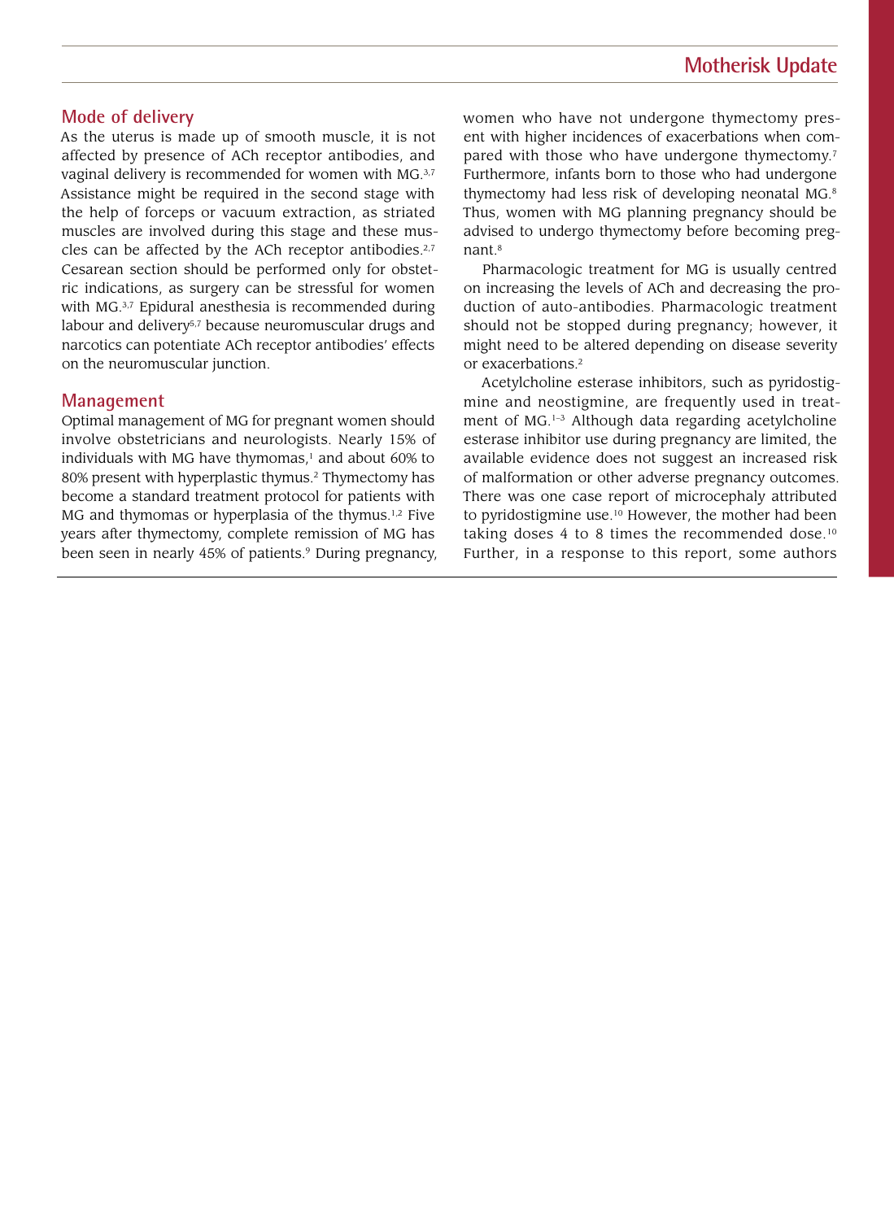## Mode of delivery

As the uterus is made up of smooth muscle, it is not affected by presence of ACh receptor antibodies, and vaginal delivery is recommended for women with MG.[3,7] Assistance might be required in the second stage with the help of forceps or vacuum extraction, as striated muscles are involved during this stage and these muscles can be affected by the ACh receptor antibodies.[2,7] Cesarean section should be performed only for obstetric indications, as surgery can be stressful for women with MG.[3,7] Epidural anesthesia is recommended during labour and delivery[5,7] because neuromuscular drugs and narcotics can potentiate ACh receptor antibodies' effects on the neuromuscular junction.

## Management

Optimal management of MG for pregnant women should involve obstetricians and neurologists. Nearly 15% of individuals with MG have thymomas,[1] and about 60% to 80% present with hyperplastic thymus.[2] Thymectomy has become a standard treatment protocol for patients with MG and thymomas or hyperplasia of the thymus.[1,2] Five years after thymectomy, complete remission of MG has been seen in nearly 45% of patients.[9] During pregnancy, women who have not undergone thymectomy present with higher incidences of exacerbations when compared with those who have undergone thymectomy.[7] Furthermore, infants born to those who had undergone thymectomy had less risk of developing neonatal MG.[8] Thus, women with MG planning pregnancy should be advised to undergo thymectomy before becoming pregnant.[8]

Pharmacologic treatment for MG is usually centred on increasing the levels of ACh and decreasing the production of auto-antibodies. Pharmacologic treatment should not be stopped during pregnancy; however, it might need to be altered depending on disease severity or exacerbations.[2]

Acetylcholine esterase inhibitors, such as pyridostigmine and neostigmine, are frequently used in treatment of MG.[1–3] Although data regarding acetylcholine esterase inhibitor use during pregnancy are limited, the available evidence does not suggest an increased risk of malformation or other adverse pregnancy outcomes. There was one case report of microcephaly attributed to pyridostigmine use.[10] However, the mother had been taking doses 4 to 8 times the recommended dose.[10] Further, in a response to this report, some authors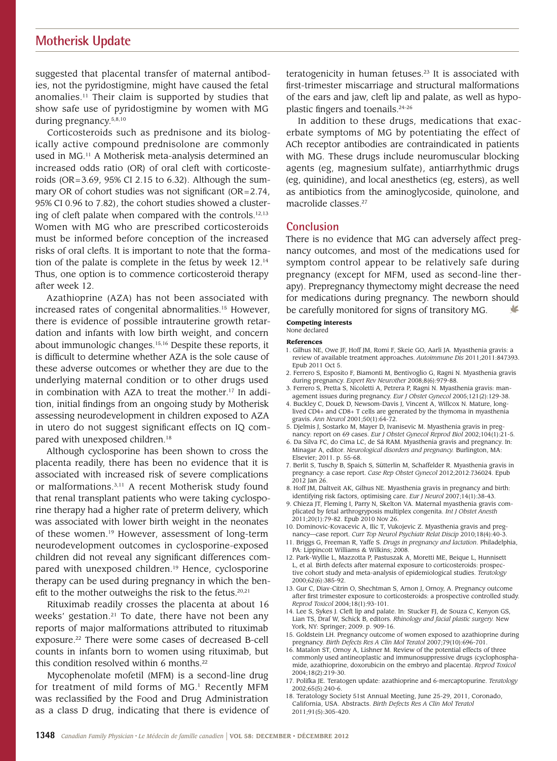suggested that placental transfer of maternal antibodies, not the pyridostigmine, might have caused the fetal anomalies.[11] Their claim is supported by studies that show safe use of pyridostigmine by women with MG during pregnancy.[5,8,10]

Corticosteroids such as prednisone and its biologically active compound prednisolone are commonly used in MG.[11] A Motherisk meta-analysis determined an increased odds ratio (OR) of oral cleft with corticosteroids (OR=3.69, 95% CI 2.15 to 6.32). Although the summary OR of cohort studies was not significant (OR=2.74, 95% CI 0.96 to 7.82), the cohort studies showed a clustering of cleft palate when compared with the controls.[12,13] Women with MG who are prescribed corticosteroids must be informed before conception of the increased risks of oral clefts. It is important to note that the formation of the palate is complete in the fetus by week 12.[14] Thus, one option is to commence corticosteroid therapy after week 12.

Azathioprine (AZA) has not been associated with increased rates of congenital abnormalities.[15] However, there is evidence of possible intrauterine growth retardation and infants with low birth weight, and concern about immunologic changes.[15,16] Despite these reports, it is difficult to determine whether AZA is the sole cause of these adverse outcomes or whether they are due to the underlying maternal condition or to other drugs used in combination with AZA to treat the mother.[17] In addition, initial findings from an ongoing study by Motherisk assessing neurodevelopment in children exposed to AZA in utero do not suggest significant effects on IQ compared with unexposed children.[18]

Although cyclosporine has been shown to cross the placenta readily, there has been no evidence that it is associated with increased risk of severe complications or malformations.[3,11] A recent Motherisk study found that renal transplant patients who were taking cyclosporine therapy had a higher rate of preterm delivery, which was associated with lower birth weight in the neonates of these women.[19] However, assessment of long-term neurodevelopment outcomes in cyclosporine-exposed children did not reveal any significant differences compared with unexposed children.[19] Hence, cyclosporine therapy can be used during pregnancy in which the benefit to the mother outweighs the risk to the fetus.[20,21]

Rituximab readily crosses the placenta at about 16 weeks' gestation.[21] To date, there have not been any reports of major malformations attributed to rituximab exposure.[22] There were some cases of decreased B-cell counts in infants born to women using rituximab, but this condition resolved within 6 months.[22]

Mycophenolate mofetil (MFM) is a second-line drug for treatment of mild forms of MG.[1] Recently MFM was reclassified by the Food and Drug Administration as a class D drug, indicating that there is evidence of teratogenicity in human fetuses.[23] It is associated with first-trimester miscarriage and structural malformations of the ears and jaw, cleft lip and palate, as well as hypoplastic fingers and toenails.[24-26]

In addition to these drugs, medications that exacerbate symptoms of MG by potentiating the effect of ACh receptor antibodies are contraindicated in patients with MG. These drugs include neuromuscular blocking agents (eg, magnesium sulfate), antiarrhythmic drugs (eg, quinidine), and local anesthetics (eg, esters), as well as antibiotics from the aminoglycoside, quinolone, and macrolide classes.[27]

## Conclusion

There is no evidence that MG can adversely affect pregnancy outcomes, and most of the medications used for symptom control appear to be relatively safe during pregnancy (except for MFM, used as second-line therapy). Prepregnancy thymectomy might decrease the need for medications during pregnancy. The newborn should be carefully monitored for signs of transitory MG.

**Competing interests**
None declared

**References**

1. Gilhus NE, Owe JF, Hoff JM, Romi F, Skeie GO, Aarli JA. Myasthenia gravis: a review of available treatment approaches. *Autoimmune Dis* 2011;2011:847393. Epub 2011 Oct 5.
2. Ferrero S, Esposito F, Biamonti M, Bentivoglio G, Ragni N. Myasthenia gravis during pregnancy. *Expert Rev Neurother* 2008;8(6):979-88.
3. Ferrero S, Pretta S, Nicoletti A, Petrera P, Ragni N. Myasthenia gravis: management issues during pregnancy. *Eur J Obstet Gynecol* 2005;121(2):129-38.
4. Buckley C, Douek D, Newsom-Davis J, Vincent A, Willcox N. Mature, long-lived CD4+ and CD8+ T cells are generated by the thymoma in myasthenia gravis. *Ann Neurol* 2001;50(1):64-72.
5. Djelmis J, Sostarko M, Mayer D, Ivanisevic M. Myasthenia gravis in pregnancy: report on 69 cases. *Eur J Obstet Gynecol Reprod Biol* 2002;104(1):21-5.
6. Da Silva FC, do Cima LC, de Sá RAM. Myasthenia gravis and pregnancy. In: Minagar A, editor. *Neurological disorders and pregnancy.* Burlington, MA: Elsevier; 2011. p. 55-68.
7. Berlit S, Tuschy B, Spaich S, Sütterlin M, Schaffelder R. Myasthenia gravis in pregnancy: a case report. *Case Rep Obstet Gynecol* 2012;2012:736024. Epub 2012 Jan 26.
8. Hoff JM, Daltveit AK, Gilhus NE. Myasthenia gravis in pregnancy and birth: identifying risk factors, optimising care. *Eur J Neurol* 2007;14(1):38-43.
9. Chieza JT, Fleming I, Parry N, Skelton VA. Maternal myasthenia gravis complicated by fetal arthrogryposis multiplex congenita. *Int J Obstet Anesth* 2011;20(1):79-82. Epub 2010 Nov 26.
10. Dominovic-Kovacevic A, Ilic T, Vukojevic Z. Myasthenia gravis and pregnancy—case report. *Curr Top Neurol Psychiatr Relat Discip* 2010;18(4):40-3.
11. Briggs G, Freeman R, Yaffe S. *Drugs in pregnancy and lactation.* Philadelphia, PA: Lippincott Williams & Wilkins; 2008.
12. Park-Wyllie L, Mazzotta P, Pastuszak A, Moretti ME, Beique L, Hunnisett L, et al. Birth defects after maternal exposure to corticosteroids: prospective cohort study and meta-analysis of epidemiological studies. *Teratology* 2000;62(6):385-92.
13. Gur C, Diav-Citrin O, Shechtman S, Arnon J, Ornoy, A. Pregnancy outcome after first trimester exposure to corticosteroids: a prospective controlled study. *Reprod Toxicol* 2004;18(1):93-101.
14. Lee S, Sykes J. Cleft lip and palate. In: Stucker FJ, de Souza C, Kenyon GS, Lian TS, Draf W, Schick B, editors. *Rhinology and facial plastic surgery.* New York, NY: Springer; 2009. p. 909-16.
15. Goldstein LH. Pregnancy outcome of women exposed to azathioprine during pregnancy. *Birth Defects Res A Clin Mol Teratol* 2007;79(10):696-701.
16. Matalon ST, Ornoy A, Lishner M. Review of the potential effects of three commonly used antineoplastic and immunosuppressive drugs (cyclophosphamide, azathioprine, doxorubicin on the embryo and placenta). *Reprod Toxicol* 2004;18(2):219-30.
17. Polifka JE. Teratogen update: azathioprine and 6-mercaptopurine. *Teratology* 2002;65(5):240-6.
18. Teratology Society 51st Annual Meeting, June 25-29, 2011, Coronado, California, USA. Abstracts. *Birth Defects Res A Clin Mol Teratol* 2011;91(5):305-420.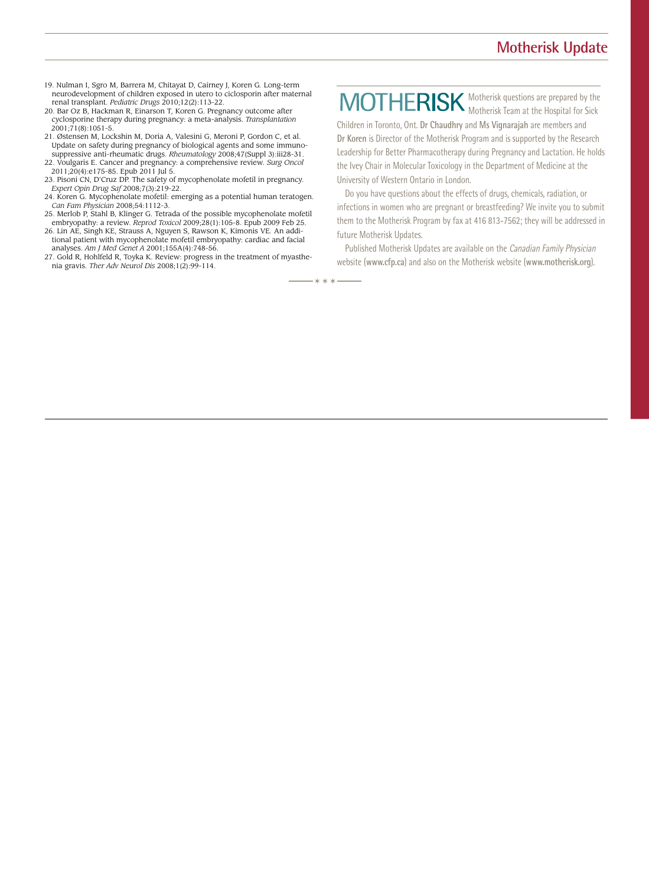19. Nulman I, Sgro M, Barrera M, Chitayat D, Cairney J, Koren G. Long-term neurodevelopment of children exposed in utero to ciclosporin after maternal renal transplant. *Pediatric Drugs* 2010;12(2):113-22.
20. Bar Oz B, Hackman R, Einarson T, Koren G. Pregnancy outcome after cyclosporine therapy during pregnancy: a meta-analysis. *Transplantation* 2001;71(8):1051-5.
21. Østensen M, Lockshin M, Doria A, Valesini G, Meroni P, Gordon C, et al. Update on safety during pregnancy of biological agents and some immunosuppressive anti-rheumatic drugs. *Rheumatology* 2008;47(Suppl 3):iii28-31.
22. Voulgaris E. Cancer and pregnancy: a comprehensive review. *Surg Oncol* 2011;20(4):e175-85. Epub 2011 Jul 5.
23. Pisoni CN, D'Cruz DP. The safety of mycophenolate mofetil in pregnancy. *Expert Opin Drug Saf* 2008;7(3):219-22.
24. Koren G. Mycophenolate mofetil: emerging as a potential human teratogen. *Can Fam Physician* 2008;54:1112-3.
25. Merlob P, Stahl B, Klinger G. Tetrada of the possible mycophenolate mofetil embryopathy: a review. *Reprod Toxicol* 2009;28(1):105-8. Epub 2009 Feb 25.
26. Lin AE, Singh KE, Strauss A, Nguyen S, Rawson K, Kimonis VE. An additional patient with mycophenolate mofetil embryopathy: cardiac and facial analyses. *Am J Med Genet A* 2001;155A(4):748-56.
27. Gold R, Hohlfeld R, Toyka K. Review: progress in the treatment of myasthenia gravis. *Ther Adv Neurol Dis* 2008;1(2):99-114.

**MOTHERISK** Motherisk questions are prepared by the Motherisk Team at the Hospital for Sick Children in Toronto, Ont. **Dr Chaudhry** and **Ms Vignarajah** are members and **Dr Koren** is Director of the Motherisk Program and is supported by the Research Leadership for Better Pharmacotherapy during Pregnancy and Lactation. He holds the Ivey Chair in Molecular Toxicology in the Department of Medicine at the University of Western Ontario in London.

Do you have questions about the effects of drugs, chemicals, radiation, or infections in women who are pregnant or breastfeeding? We invite you to submit them to the Motherisk Program by fax at 416 813-7562; they will be addressed in future Motherisk Updates.

Published Motherisk Updates are available on the *Canadian Family Physician* website (**www.cfp.ca**) and also on the Motherisk website (**www.motherisk.org**).

* * *